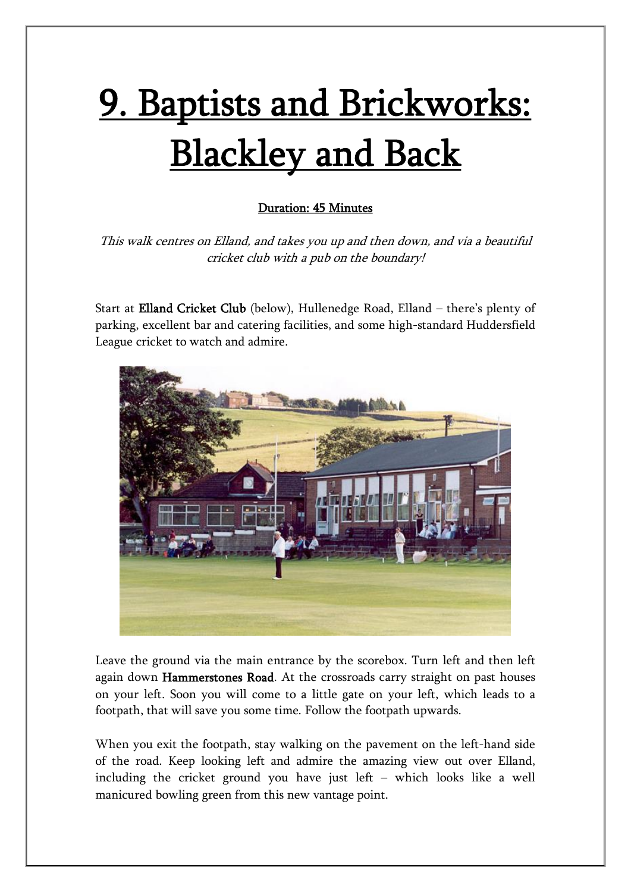# 9. Baptists and Brickworks: Blackley and Back

**Duration: 45 Minutes**

*This walk centres on Elland, and takes you up and then down, and via a beautiful cricket club with a pub on the boundary!*

Start at Elland Cricket Club (below), Hullenedge Road, Elland – there's plenty of parking, excellent bar and catering facilities, and some high-standard Huddersfield League cricket to watch and admire.

Leave the ground via the main entrance by the scorebox. Turn left and then left again down Hammerstones Road. At the crossroads carry straight on past houses on your left. Soon you will come to a little gate on your left, which leads to a footpath, that will save you some time. Follow the footpath upwards.

When you exit the footpath, stay walking on the pavement on the left-hand side of the road. Keep looking left and admire the amazing view out over Elland, including the cricket ground you have just left – which looks like a well manicured bowling green from this new vantage point.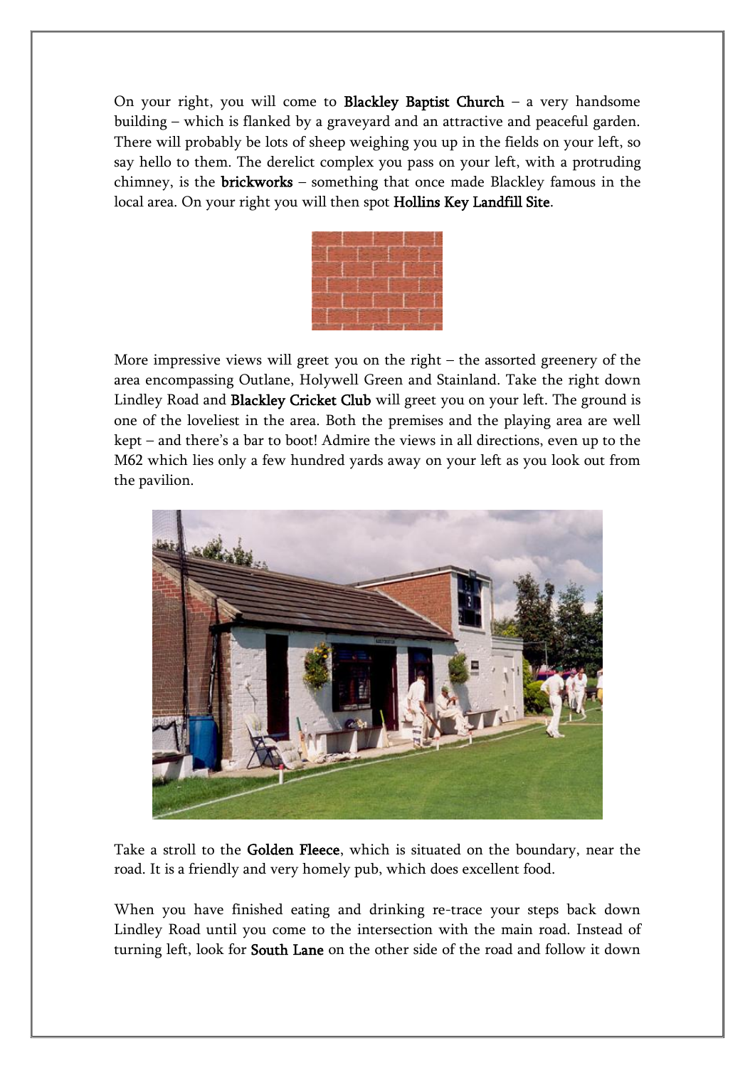On your right, you will come to **Blackley Baptist Church** – a very handsome building – which is flanked by a graveyard and an attractive and peaceful garden. There will probably be lots of sheep weighing you up in the fields on your left, so say hello to them. The derelict complex you pass on your left, with a protruding chimney, is the **brickworks** – something that once made Blackley famous in the local area. On your right you will then spot **Hollins Key Landfill Site**.

More impressive views will greet you on the right – the assorted greenery of the area encompassing Outlane, Holywell Green and Stainland. Take the right down Lindley Road and **Blackley Cricket Club** will greet you on your left. The ground is one of the loveliest in the area. Both the premises and the playing area are well kept – and there's a bar to boot! Admire the views in all directions, even up to the M62 which lies only a few hundred yards away on your left as you look out from the pavilion.

Take a stroll to the **Golden Fleece**, which is situated on the boundary, near the road. It is a friendly and very homely pub, which does excellent food.

When you have finished eating and drinking re-trace your steps back down Lindley Road until you come to the intersection with the main road. Instead of turning left, look for **South Lane** on the other side of the road and follow it down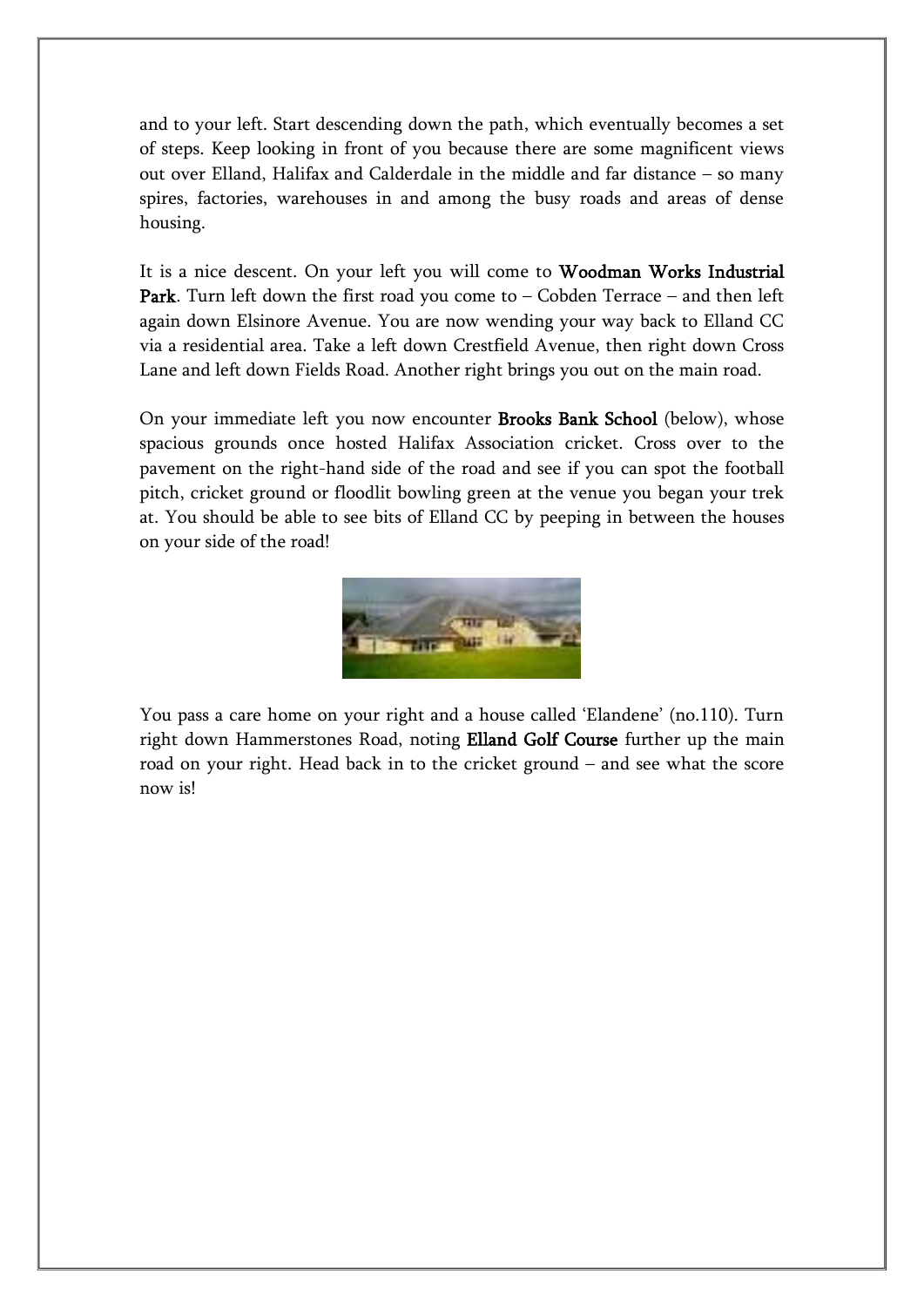and to your left. Start descending down the path, which eventually becomes a set of steps. Keep looking in front of you because there are some magnificent views out over Elland, Halifax and Calderdale in the middle and far distance – so many spires, factories, warehouses in and among the busy roads and areas of dense housing.

It is a nice descent. On your left you will come to **Woodman Works Industrial Park**. Turn left down the first road you come to – Cobden Terrace – and then left again down Elsinore Avenue. You are now wending your way back to Elland CC via a residential area. Take a left down Crestfield Avenue, then right down Cross Lane and left down Fields Road. Another right brings you out on the main road.

On your immediate left you now encounter **Brooks Bank School** (below), whose spacious grounds once hosted Halifax Association cricket. Cross over to the pavement on the right-hand side of the road and see if you can spot the football pitch, cricket ground or floodlit bowling green at the venue you began your trek at. You should be able to see bits of Elland CC by peeping in between the houses on your side of the road!

You pass a care home on your right and a house called 'Elandene' (no.110). Turn right down Hammerstones Road, noting **Elland Golf Course** further up the main road on your right. Head back in to the cricket ground – and see what the score now is!